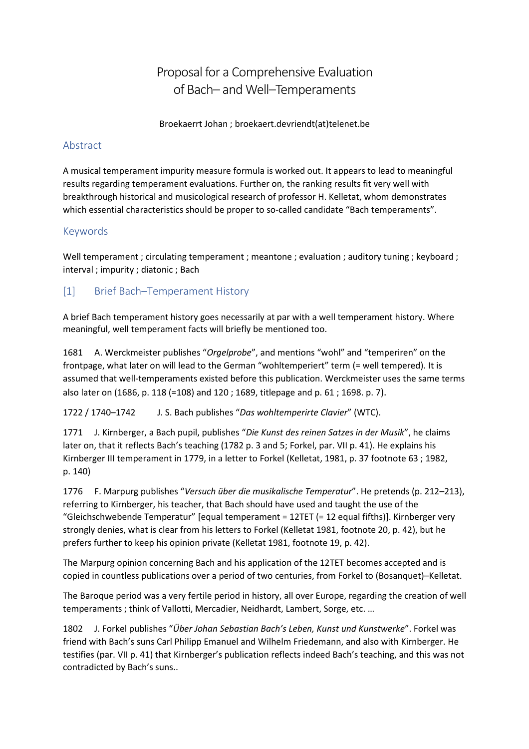# Proposal for a Comprehensive Evaluation of Bach– and Well–Temperaments

Broekaerrt Johan ; broekaert.devriendt(at)telenet.be

## Abstract

A musical temperament impurity measure formula is worked out. It appears to lead to meaningful results regarding temperament evaluations. Further on, the ranking results fit very well with breakthrough historical and musicological research of professor H. Kelletat, whom demonstrates which essential characteristics should be proper to so-called candidate "Bach temperaments".

## Keywords

Well temperament ; circulating temperament ; meantone ; evaluation ; auditory tuning ; keyboard ; interval ; impurity ; diatonic ; Bach

## [1] Brief Bach–Temperament History

A brief Bach temperament history goes necessarily at par with a well temperament history. Where meaningful, well temperament facts will briefly be mentioned too.

1681 A. Werckmeister publishes "*Orgelprobe*", and mentions "wohl" and "temperiren" on the frontpage, what later on will lead to the German "wohltemperiert" term (= well tempered). It is assumed that well-temperaments existed before this publication. Werckmeister uses the same terms also later on (1686, p. 118 (=108) and 120 ; 1689, titlepage and p. 61 ; 1698. p. 7).

1722 / 1740–1742 J. S. Bach publishes "*Das wohltemperirte Clavier*" (WTC).

1771 J. Kirnberger, a Bach pupil, publishes "*Die Kunst des reinen Satzes in der Musik*", he claims later on, that it reflects Bach's teaching (1782 p. 3 and 5; Forkel, par. VII p. 41). He explains his Kirnberger III temperament in 1779, in a letter to Forkel (Kelletat, 1981, p. 37 footnote 63 ; 1982, p. 140)

1776 F. Marpurg publishes "*Versuch über die musikalische Temperatur*". He pretends (p. 212–213), referring to Kirnberger, his teacher, that Bach should have used and taught the use of the "Gleichschwebende Temperatur" [equal temperament = 12TET (= 12 equal fifths)]. Kirnberger very strongly denies, what is clear from his letters to Forkel (Kelletat 1981, footnote 20, p. 42), but he prefers further to keep his opinion private (Kelletat 1981, footnote 19, p. 42).

The Marpurg opinion concerning Bach and his application of the 12TET becomes accepted and is copied in countless publications over a period of two centuries, from Forkel to (Bosanquet)–Kelletat.

The Baroque period was a very fertile period in history, all over Europe, regarding the creation of well temperaments ; think of Vallotti, Mercadier, Neidhardt, Lambert, Sorge, etc. …

1802 J. Forkel publishes "*Über Johan Sebastian Bach's Leben, Kunst und Kunstwerke*". Forkel was friend with Bach's suns Carl Philipp Emanuel and Wilhelm Friedemann, and also with Kirnberger. He testifies (par. VII p. 41) that Kirnberger's publication reflects indeed Bach's teaching, and this was not contradicted by Bach's suns..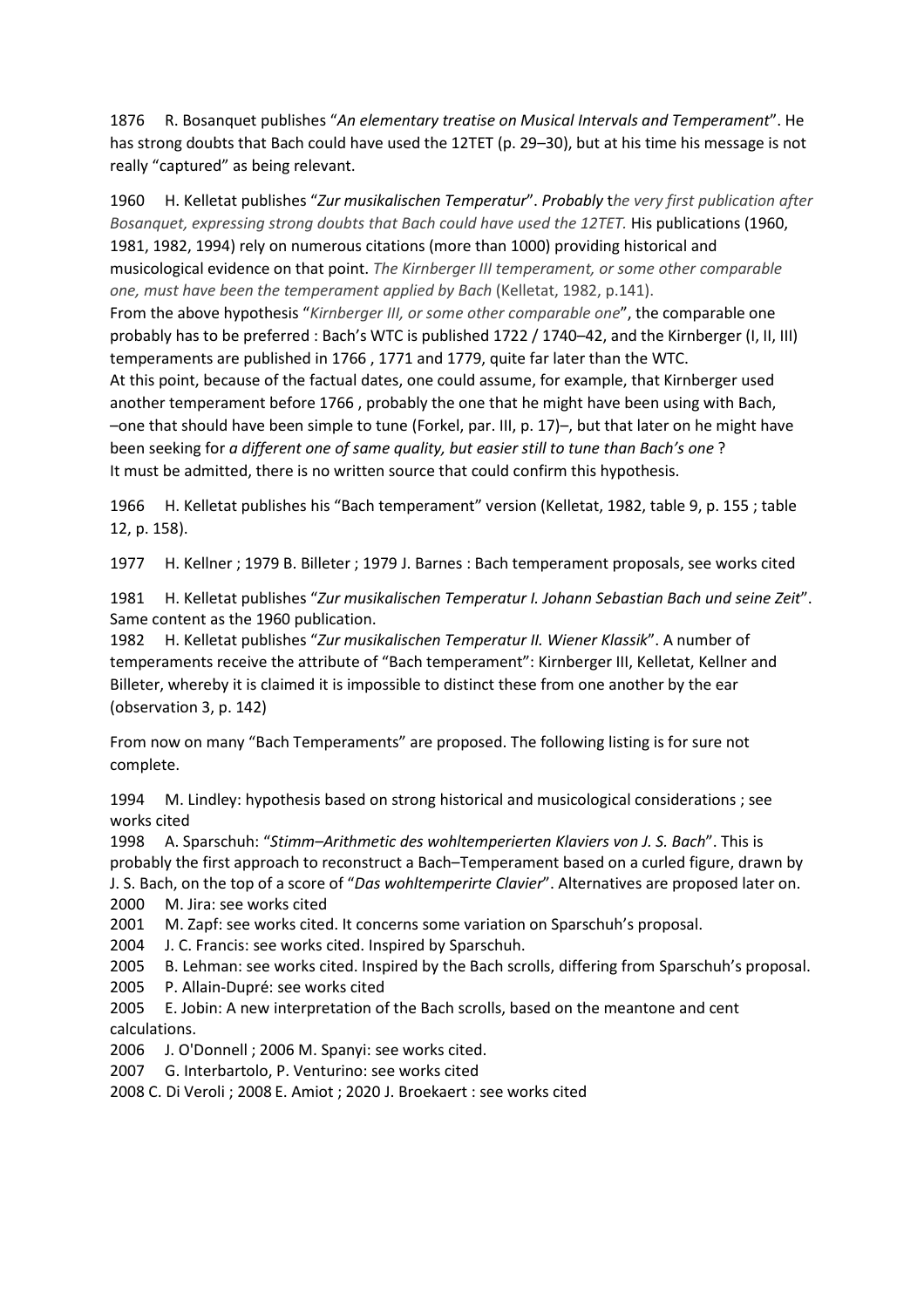1876  R. Bosanquet publishes "*An elementary treatise on Musical Intervals and Temperament*". He has strong doubts that Bach could have used the 12TET (p. 29–30), but at his time his message is not really "captured" as being relevant.

1960  H. Kelletat publishes "*Zur musikalischen Temperatur*". *Probably the very first publication after Bosanquet, expressing strong doubts that Bach could have used the 12TET.* His publications (1960, 1981, 1982, 1994) rely on numerous citations (more than 1000) providing historical and musicological evidence on that point. *The Kirnberger III temperament, or some other comparable one, must have been the temperament applied by Bach* (Kelletat, 1982, p.141).
From the above hypothesis "*Kirnberger III, or some other comparable one*", the comparable one probably has to be preferred : Bach's WTC is published 1722 / 1740–42, and the Kirnberger (I, II, III) temperaments are published in 1766 , 1771 and 1779, quite far later than the WTC.
At this point, because of the factual dates, one could assume, for example, that Kirnberger used another temperament before 1766 , probably the one that he might have been using with Bach, –one that should have been simple to tune (Forkel, par. III, p. 17)–, but that later on he might have been seeking for *a different one of same quality, but easier still to tune than Bach's one* ?
It must be admitted, there is no written source that could confirm this hypothesis.

1966  H. Kelletat publishes his "Bach temperament" version (Kelletat, 1982, table 9, p. 155 ; table 12, p. 158).

1977  H. Kellner ; 1979 B. Billeter ; 1979 J. Barnes : Bach temperament proposals, see works cited

1981  H. Kelletat publishes "*Zur musikalischen Temperatur I. Johann Sebastian Bach und seine Zeit*". Same content as the 1960 publication.
1982  H. Kelletat publishes "*Zur musikalischen Temperatur II. Wiener Klassik*". A number of temperaments receive the attribute of "Bach temperament": Kirnberger III, Kelletat, Kellner and Billeter, whereby it is claimed it is impossible to distinct these from one another by the ear (observation 3, p. 142)

From now on many "Bach Temperaments" are proposed. The following listing is for sure not complete.

1994  M. Lindley: hypothesis based on strong historical and musicological considerations ; see works cited
1998  A. Sparschuh: "*Stimm–Arithmetic des wohltemperierten Klaviers von J. S. Bach*". This is probably the first approach to reconstruct a Bach–Temperament based on a curled figure, drawn by J. S. Bach, on the top of a score of "*Das wohltemperirte Clavier*". Alternatives are proposed later on.
2000  M. Jira: see works cited
2001  M. Zapf: see works cited. It concerns some variation on Sparschuh's proposal.
2004  J. C. Francis: see works cited. Inspired by Sparschuh.
2005  B. Lehman: see works cited. Inspired by the Bach scrolls, differing from Sparschuh's proposal.
2005  P. Allain-Dupré: see works cited
2005  E. Jobin: A new interpretation of the Bach scrolls, based on the meantone and cent calculations.
2006  J. O'Donnell ; 2006 M. Spanyi: see works cited.
2007  G. Interbartolo, P. Venturino: see works cited
2008 C. Di Veroli ; 2008 E. Amiot ; 2020 J. Broekaert : see works cited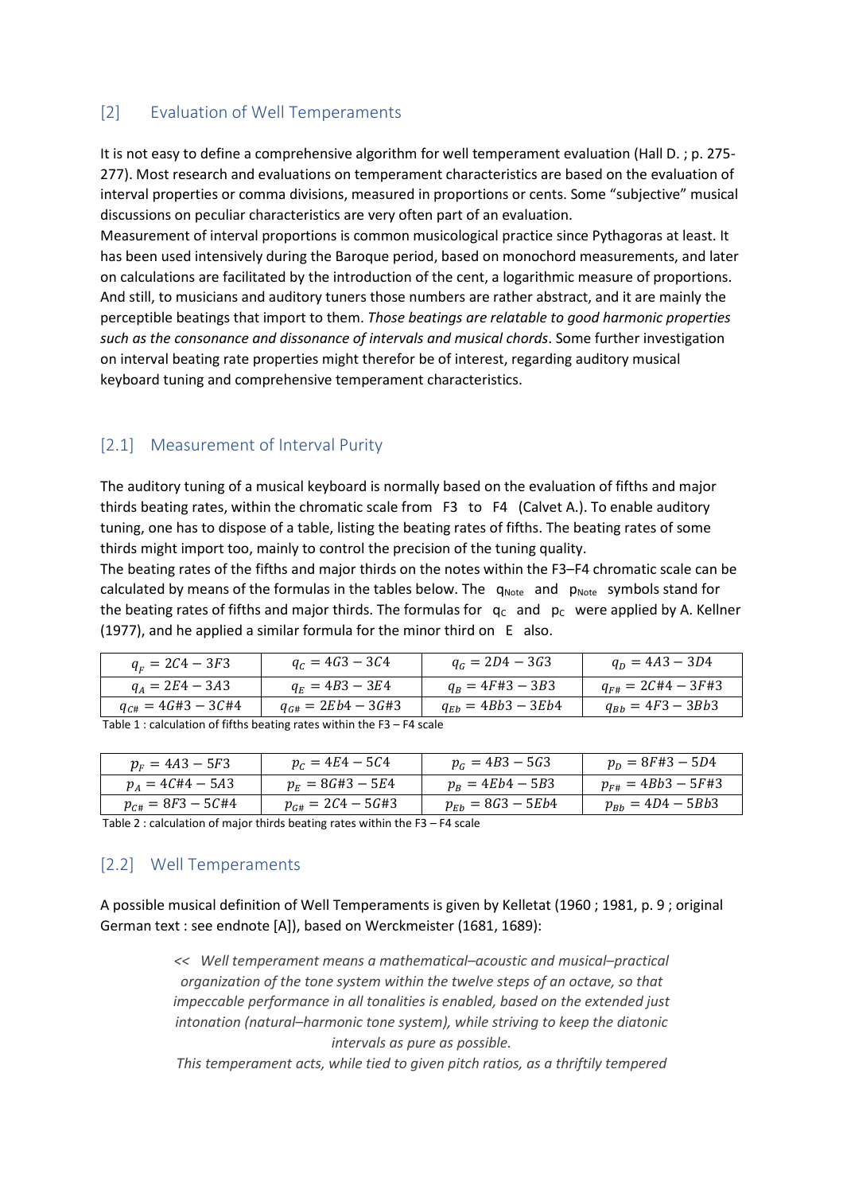## [2] Evaluation of Well Temperaments

It is not easy to define a comprehensive algorithm for well temperament evaluation (Hall D. ; p. 275-277). Most research and evaluations on temperament characteristics are based on the evaluation of interval properties or comma divisions, measured in proportions or cents. Some "subjective" musical discussions on peculiar characteristics are very often part of an evaluation.
Measurement of interval proportions is common musicological practice since Pythagoras at least. It has been used intensively during the Baroque period, based on monochord measurements, and later on calculations are facilitated by the introduction of the cent, a logarithmic measure of proportions. And still, to musicians and auditory tuners those numbers are rather abstract, and it are mainly the perceptible beatings that import to them. *Those beatings are relatable to good harmonic properties such as the consonance and dissonance of intervals and musical chords*. Some further investigation on interval beating rate properties might therefor be of interest, regarding auditory musical keyboard tuning and comprehensive temperament characteristics.

### [2.1] Measurement of Interval Purity

The auditory tuning of a musical keyboard is normally based on the evaluation of fifths and major thirds beating rates, within the chromatic scale from F3 to F4 (Calvet A.). To enable auditory tuning, one has to dispose of a table, listing the beating rates of fifths. The beating rates of some thirds might import too, mainly to control the precision of the tuning quality.
The beating rates of the fifths and major thirds on the notes within the F3–F4 chromatic scale can be calculated by means of the formulas in the tables below. The $q_{Note}$ and $p_{Note}$ symbols stand for the beating rates of fifths and major thirds. The formulas for $q_C$ and $p_C$ were applied by A. Kellner (1977), and he applied a similar formula for the minor third on E also.

| | | | |
|---|---|---|---|
| $q_F = 2C4 - 3F3$ | $q_C = 4G3 - 3C4$ | $q_G = 2D4 - 3G3$ | $q_D = 4A3 - 3D4$ |
| $q_A = 2E4 - 3A3$ | $q_E = 4B3 - 3E4$ | $q_B = 4F\#3 - 3B3$ | $q_{F\#} = 2C\#4 - 3F\#3$ |
| $q_{C\#} = 4G\#3 - 3C\#4$ | $q_{G\#} = 2Eb4 - 3G\#3$ | $q_{Eb} = 4Bb3 - 3Eb4$ | $q_{Bb} = 4F3 - 3Bb3$ |

Table 1 : calculation of fifths beating rates within the F3 – F4 scale

| | | | |
|---|---|---|---|
| $p_F = 4A3 - 5F3$ | $p_C = 4E4 - 5C4$ | $p_G = 4B3 - 5G3$ | $p_D = 8F\#3 - 5D4$ |
| $p_A = 4C\#4 - 5A3$ | $p_E = 8G\#3 - 5E4$ | $p_B = 4Eb4 - 5B3$ | $p_{F\#} = 4Bb3 - 5F\#3$ |
| $p_{C\#} = 8F3 - 5C\#4$ | $p_{G\#} = 2C4 - 5G\#3$ | $p_{Eb} = 8G3 - 5Eb4$ | $p_{Bb} = 4D4 - 5Bb3$ |

Table 2 : calculation of major thirds beating rates within the F3 – F4 scale

### [2.2] Well Temperaments

A possible musical definition of Well Temperaments is given by Kelletat (1960 ; 1981, p. 9 ; original German text : see endnote [A]), based on Werckmeister (1681, 1689):

> << *Well temperament means a mathematical–acoustic and musical–practical organization of the tone system within the twelve steps of an octave, so that impeccable performance in all tonalities is enabled, based on the extended just intonation (natural–harmonic tone system), while striving to keep the diatonic intervals as pure as possible.*
> *This temperament acts, while tied to given pitch ratios, as a thriftily tempered*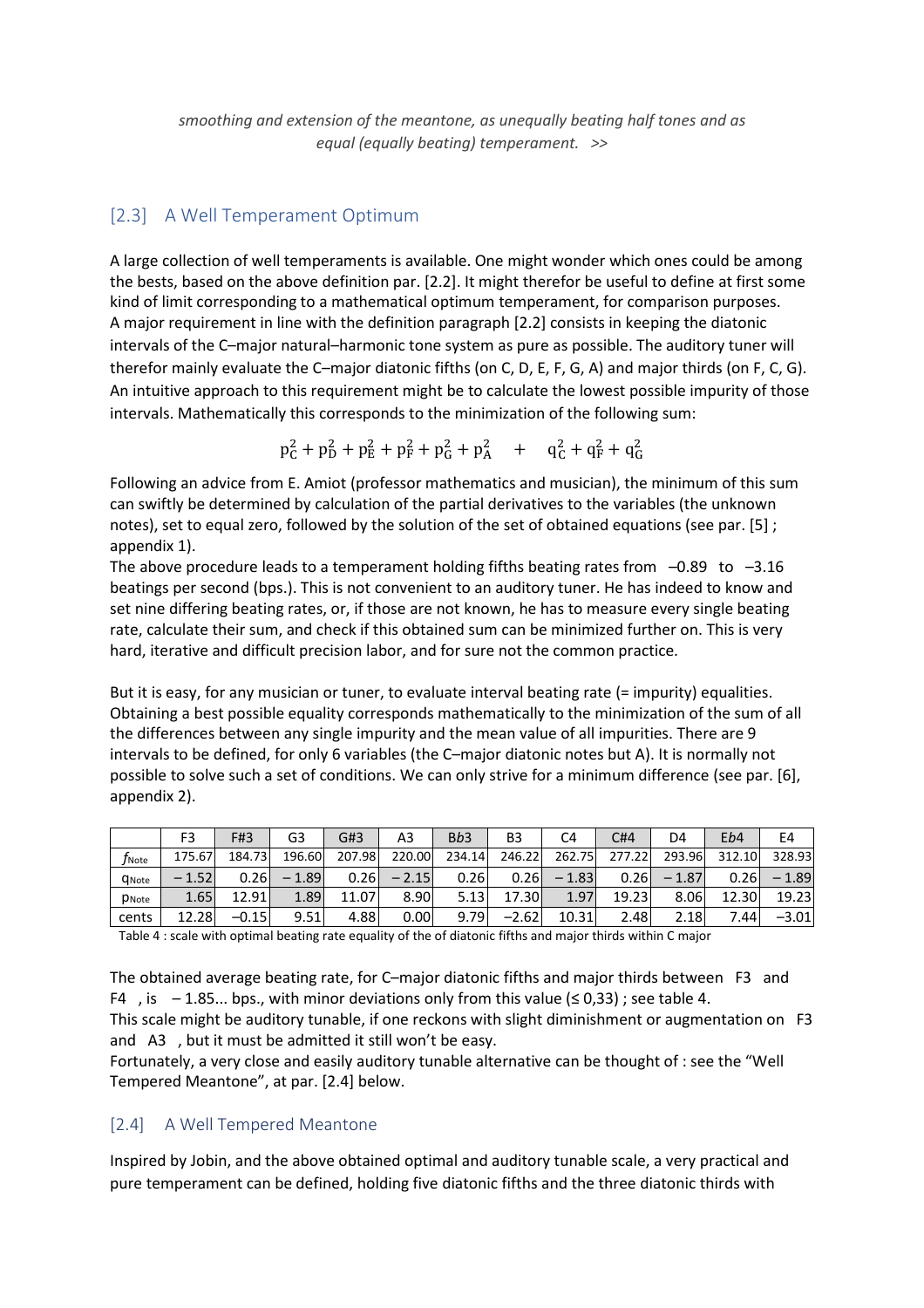*smoothing and extension of the meantone, as unequally beating half tones and as equal (equally beating) temperament. >>*

## [2.3] A Well Temperament Optimum

A large collection of well temperaments is available. One might wonder which ones could be among the bests, based on the above definition par. [2.2]. It might therefor be useful to define at first some kind of limit corresponding to a mathematical optimum temperament, for comparison purposes.
A major requirement in line with the definition paragraph [2.2] consists in keeping the diatonic intervals of the C–major natural–harmonic tone system as pure as possible. The auditory tuner will therefor mainly evaluate the C–major diatonic fifths (on C, D, E, F, G, A) and major thirds (on F, C, G). An intuitive approach to this requirement might be to calculate the lowest possible impurity of those intervals. Mathematically this corresponds to the minimization of the following sum:

$$\mathrm{p}_{\mathrm{C}}^2 + \mathrm{p}_{\mathrm{D}}^2 + \mathrm{p}_{\mathrm{E}}^2 + \mathrm{p}_{\mathrm{F}}^2 + \mathrm{p}_{\mathrm{G}}^2 + \mathrm{p}_{\mathrm{A}}^2 \quad + \quad \mathrm{q}_{\mathrm{C}}^2 + \mathrm{q}_{\mathrm{F}}^2 + \mathrm{q}_{\mathrm{G}}^2$$

Following an advice from E. Amiot (professor mathematics and musician), the minimum of this sum can swiftly be determined by calculation of the partial derivatives to the variables (the unknown notes), set to equal zero, followed by the solution of the set of obtained equations (see par. [5] ; appendix 1).
The above procedure leads to a temperament holding fifths beating rates from –0.89 to –3.16 beatings per second (bps.). This is not convenient to an auditory tuner. He has indeed to know and set nine differing beating rates, or, if those are not known, he has to measure every single beating rate, calculate their sum, and check if this obtained sum can be minimized further on. This is very hard, iterative and difficult precision labor, and for sure not the common practice.

But it is easy, for any musician or tuner, to evaluate interval beating rate (= impurity) equalities. Obtaining a best possible equality corresponds mathematically to the minimization of the sum of all the differences between any single impurity and the mean value of all impurities. There are 9 intervals to be defined, for only 6 variables (the C–major diatonic notes but A). It is normally not possible to solve such a set of conditions. We can only strive for a minimum difference (see par. [6], appendix 2).

| | F3 | F#3 | G3 | G#3 | A3 | B*b*3 | B3 | C4 | C#4 | D4 | E*b*4 | E4 |
|---|---|---|---|---|---|---|---|---|---|---|---|---|
| $f_{\mathrm{Note}}$ | 175.67 | 184.73 | 196.60 | 207.98 | 220.00 | 234.14 | 246.22 | 262.75 | 277.22 | 293.96 | 312.10 | 328.93 |
| $\mathrm{q}_{\mathrm{Note}}$ | −1.52 | 0.26 | −1.89 | 0.26 | −2.15 | 0.26 | 0.26 | −1.83 | 0.26 | −1.87 | 0.26 | −1.89 |
| $\mathrm{p}_{\mathrm{Note}}$ | 1.65 | 12.91 | 1.89 | 11.07 | 8.90 | 5.13 | 17.30 | 1.97 | 19.23 | 8.06 | 12.30 | 19.23 |
| cents | 12.28 | −0.15 | 9.51 | 4.88 | 0.00 | 9.79 | −2.62 | 10.31 | 2.48 | 2.18 | 7.44 | −3.01 |

Table 4 : scale with optimal beating rate equality of the of diatonic fifths and major thirds within C major

The obtained average beating rate, for C–major diatonic fifths and major thirds between F3 and F4 , is −1.85... bps., with minor deviations only from this value (≤ 0,33) ; see table 4.
This scale might be auditory tunable, if one reckons with slight diminishment or augmentation on F3 and A3 , but it must be admitted it still won't be easy.
Fortunately, a very close and easily auditory tunable alternative can be thought of : see the "Well Tempered Meantone", at par. [2.4] below.

## [2.4] A Well Tempered Meantone

Inspired by Jobin, and the above obtained optimal and auditory tunable scale, a very practical and pure temperament can be defined, holding five diatonic fifths and the three diatonic thirds with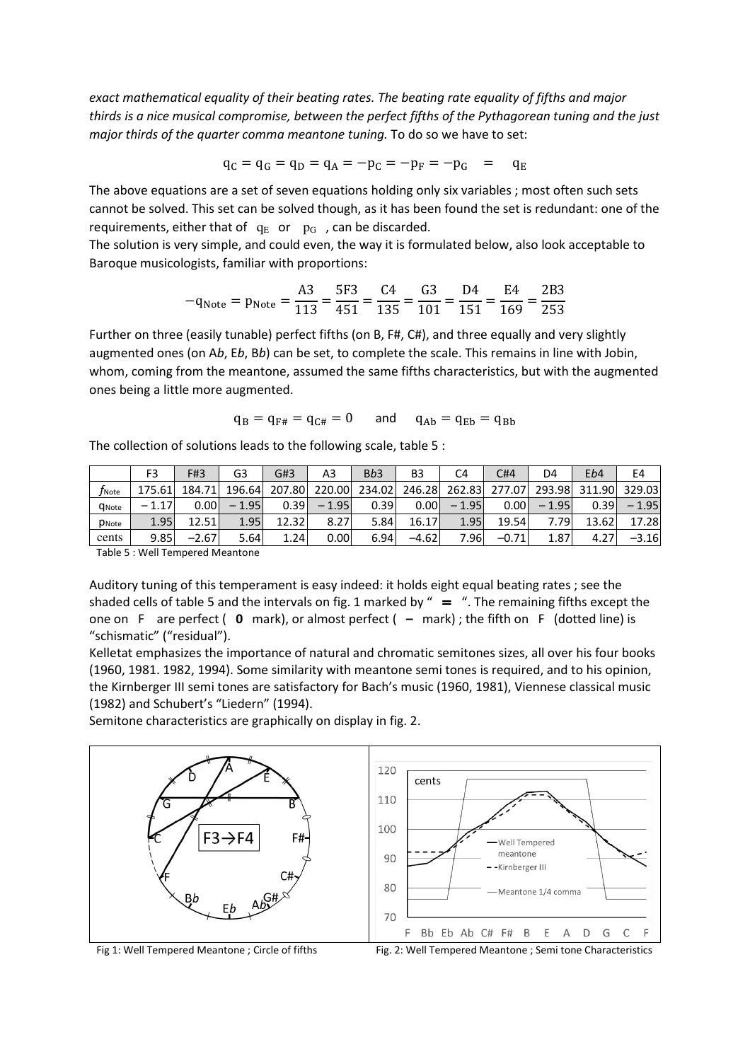*exact mathematical equality of their beating rates. The beating rate equality of fifths and major thirds is a nice musical compromise, between the perfect fifths of the Pythagorean tuning and the just major thirds of the quarter comma meantone tuning.* To do so we have to set:

$$q_C = q_G = q_D = q_A = -p_C = -p_F = -p_G \quad = \quad q_E$$

The above equations are a set of seven equations holding only six variables ; most often such sets cannot be solved. This set can be solved though, as it has been found the set is redundant: one of the requirements, either that of $q_E$ or $p_G$ , can be discarded.

The solution is very simple, and could even, the way it is formulated below, also look acceptable to Baroque musicologists, familiar with proportions:

$$-q_{Note} = p_{Note} = \frac{A3}{113} = \frac{5F3}{451} = \frac{C4}{135} = \frac{G3}{101} = \frac{D4}{151} = \frac{E4}{169} = \frac{2B3}{253}$$

Further on three (easily tunable) perfect fifths (on B, F#, C#), and three equally and very slightly augmented ones (on A*b*, E*b*, B*b*) can be set, to complete the scale. This remains in line with Jobin, whom, coming from the meantone, assumed the same fifths characteristics, but with the augmented ones being a little more augmented.

$$q_B = q_{F\#} = q_{C\#} = 0 \quad \text{and} \quad q_{Ab} = q_{Eb} = q_{Bb}$$

The collection of solutions leads to the following scale, table 5 :

| | F3 | F#3 | G3 | G#3 | A3 | B*b*3 | B3 | C4 | C#4 | D4 | E*b*4 | E4 |
|---|---|---|---|---|---|---|---|---|---|---|---|---|
| $f_{Note}$ | 175.61 | 184.71 | 196.64 | 207.80 | 220.00 | 234.02 | 246.28 | 262.83 | 277.07 | 293.98 | 311.90 | 329.03 |
| $q_{Note}$ | − 1.17 | 0.00 | − 1.95 | 0.39 | − 1.95 | 0.39 | 0.00 | − 1.95 | 0.00 | − 1.95 | 0.39 | − 1.95 |
| $p_{Note}$ | 1.95 | 12.51 | 1.95 | 12.32 | 8.27 | 5.84 | 16.17 | 1.95 | 19.54 | 7.79 | 13.62 | 17.28 |
| cents | 9.85 | −2.67 | 5.64 | 1.24 | 0.00 | 6.94 | −4.62 | 7.96 | −0.71 | 1.87 | 4.27 | −3.16 |

Table 5 : Well Tempered Meantone

Auditory tuning of this temperament is easy indeed: it holds eight equal beating rates ; see the shaded cells of table 5 and the intervals on fig. 1 marked by " **=** ". The remaining fifths except the one on F are perfect ( **0** mark), or almost perfect ( **–** mark) ; the fifth on F (dotted line) is "schismatic" ("residual").

Kelletat emphasizes the importance of natural and chromatic semitones sizes, all over his four books (1960, 1981. 1982, 1994). Some similarity with meantone semi tones is required, and to his opinion, the Kirnberger III semi tones are satisfactory for Bach's music (1960, 1981), Viennese classical music (1982) and Schubert's "Liedern" (1994).

Semitone characteristics are graphically on display in fig. 2.

Fig 1: Well Tempered Meantone ; Circle of fifths

Fig. 2: Well Tempered Meantone ; Semi tone Characteristics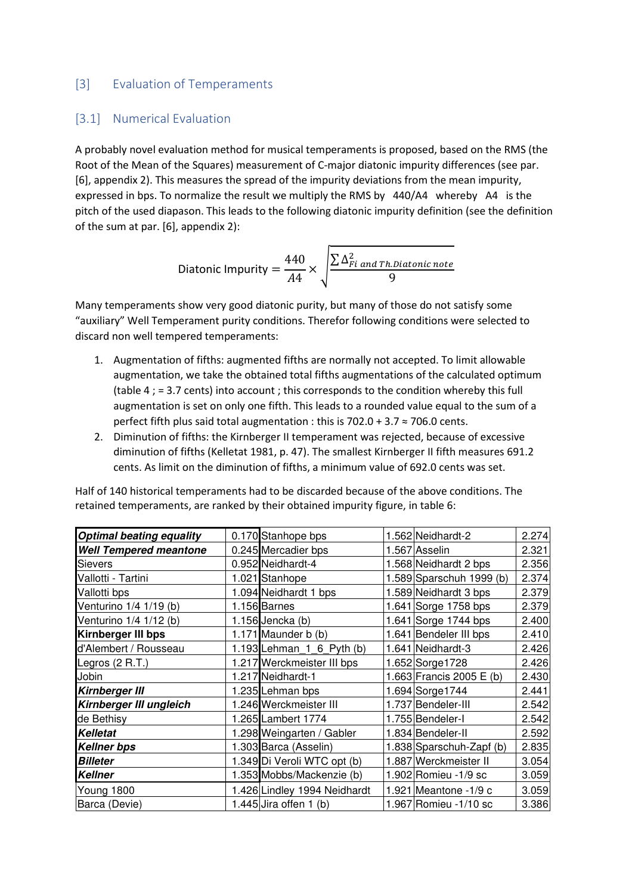## [3] Evaluation of Temperaments

### [3.1] Numerical Evaluation

A probably novel evaluation method for musical temperaments is proposed, based on the RMS (the Root of the Mean of the Squares) measurement of C-major diatonic impurity differences (see par. [6], appendix 2). This measures the spread of the impurity deviations from the mean impurity, expressed in bps. To normalize the result we multiply the RMS by 440/A4 whereby A4 is the pitch of the used diapason. This leads to the following diatonic impurity definition (see the definition of the sum at par. [6], appendix 2):

$$\text{Diatonic Impurity} = \frac{440}{A4} \times \sqrt{\frac{\sum \Delta^2_{Fi\ and\ Th.Diatonic\ note}}{9}}$$

Many temperaments show very good diatonic purity, but many of those do not satisfy some "auxiliary" Well Temperament purity conditions. Therefor following conditions were selected to discard non well tempered temperaments:

1. Augmentation of fifths: augmented fifths are normally not accepted. To limit allowable augmentation, we take the obtained total fifths augmentations of the calculated optimum (table 4 ; = 3.7 cents) into account ; this corresponds to the condition whereby this full augmentation is set on only one fifth. This leads to a rounded value equal to the sum of a perfect fifth plus said total augmentation : this is 702.0 + 3.7 ≈ 706.0 cents.
2. Diminution of fifths: the Kirnberger II temperament was rejected, because of excessive diminution of fifths (Kelletat 1981, p. 47). The smallest Kirnberger II fifth measures 691.2 cents. As limit on the diminution of fifths, a minimum value of 692.0 cents was set.

Half of 140 historical temperaments had to be discarded because of the above conditions. The retained temperaments, are ranked by their obtained impurity figure, in table 6:

| | | | | | |
|---|---|---|---|---|---|
| ***Optimal beating equality*** | 0.170 | Stanhope bps | 1.562 | Neidhardt-2 | 2.274 |
| ***Well Tempered meantone*** | 0.245 | Mercadier bps | 1.567 | Asselin | 2.321 |
| Sievers | 0.952 | Neidhardt-4 | 1.568 | Neidhardt 2 bps | 2.356 |
| Vallotti - Tartini | 1.021 | Stanhope | 1.589 | Sparschuh 1999 (b) | 2.374 |
| Vallotti bps | 1.094 | Neidhardt 1 bps | 1.589 | Neidhardt 3 bps | 2.379 |
| Venturino 1/4 1/19 (b) | 1.156 | Barnes | 1.641 | Sorge 1758 bps | 2.379 |
| Venturino 1/4 1/12 (b) | 1.156 | Jencka (b) | 1.641 | Sorge 1744 bps | 2.400 |
| **Kirnberger III bps** | 1.171 | Maunder b (b) | 1.641 | Bendeler III bps | 2.410 |
| d'Alembert / Rousseau | 1.193 | Lehman_1_6_Pyth (b) | 1.641 | Neidhardt-3 | 2.426 |
| Legros (2 R.T.) | 1.217 | Werckmeister III bps | 1.652 | Sorge1728 | 2.426 |
| Jobin | 1.217 | Neidhardt-1 | 1.663 | Francis 2005 E (b) | 2.430 |
| ***Kirnberger III*** | 1.235 | Lehman bps | 1.694 | Sorge1744 | 2.441 |
| ***Kirnberger III ungleich*** | 1.246 | Werckmeister III | 1.737 | Bendeler-III | 2.542 |
| de Bethisy | 1.265 | Lambert 1774 | 1.755 | Bendeler-I | 2.542 |
| ***Kelletat*** | 1.298 | Weingarten / Gabler | 1.834 | Bendeler-II | 2.592 |
| ***Kellner bps*** | 1.303 | Barca (Asselin) | 1.838 | Sparschuh-Zapf (b) | 2.835 |
| ***Billeter*** | 1.349 | Di Veroli WTC opt (b) | 1.887 | Werckmeister II | 3.054 |
| ***Kellner*** | 1.353 | Mobbs/Mackenzie (b) | 1.902 | Romieu -1/9 sc | 3.059 |
| Young 1800 | 1.426 | Lindley 1994 Neidhardt | 1.921 | Meantone -1/9 c | 3.059 |
| Barca (Devie) | 1.445 | Jira offen 1 (b) | 1.967 | Romieu -1/10 sc | 3.386 |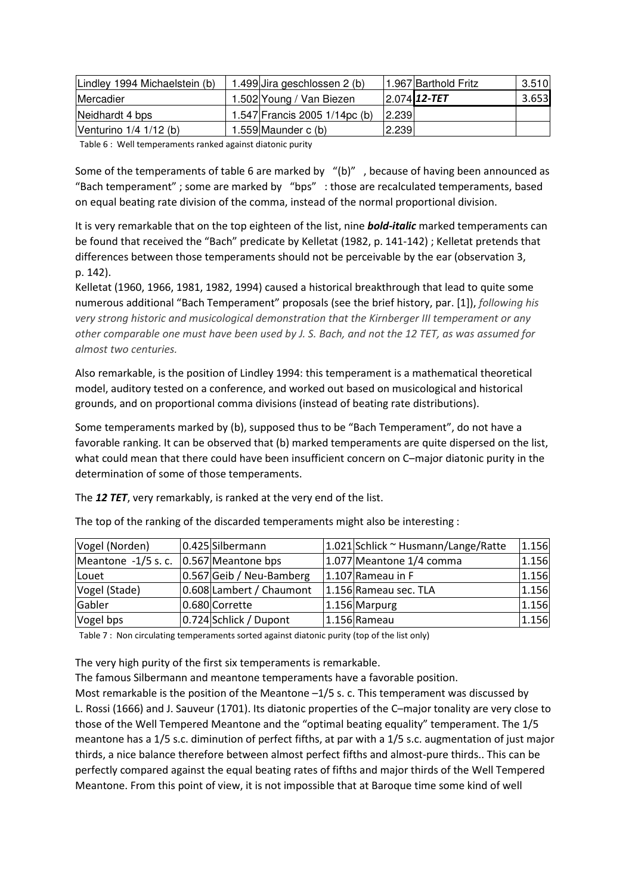| | | | | | |
|---|---|---|---|---|---|
| Lindley 1994 Michaelstein (b) | 1.499 | Jira geschlossen 2 (b) | 1.967 | Barthold Fritz | 3.510 |
| Mercadier | 1.502 | Young / Van Biezen | 2.074 | ***12-TET*** | 3.653 |
| Neidhardt 4 bps | 1.547 | Francis 2005 1/14pc (b) | 2.239 | | |
| Venturino 1/4 1/12 (b) | 1.559 | Maunder c (b) | 2.239 | | |

Table 6 : Well temperaments ranked against diatonic purity

Some of the temperaments of table 6 are marked by "(b)" , because of having been announced as "Bach temperament" ; some are marked by "bps" : those are recalculated temperaments, based on equal beating rate division of the comma, instead of the normal proportional division.

It is very remarkable that on the top eighteen of the list, nine ***bold-italic*** marked temperaments can be found that received the "Bach" predicate by Kelletat (1982, p. 141-142) ; Kelletat pretends that differences between those temperaments should not be perceivable by the ear (observation 3, p. 142).

Kelletat (1960, 1966, 1981, 1982, 1994) caused a historical breakthrough that lead to quite some numerous additional "Bach Temperament" proposals (see the brief history, par. [1]), *following his very strong historic and musicological demonstration that the Kirnberger III temperament or any other comparable one must have been used by J. S. Bach, and not the 12 TET, as was assumed for almost two centuries.*

Also remarkable, is the position of Lindley 1994: this temperament is a mathematical theoretical model, auditory tested on a conference, and worked out based on musicological and historical grounds, and on proportional comma divisions (instead of beating rate distributions).

Some temperaments marked by (b), supposed thus to be "Bach Temperament", do not have a favorable ranking. It can be observed that (b) marked temperaments are quite dispersed on the list, what could mean that there could have been insufficient concern on C–major diatonic purity in the determination of some of those temperaments.

The ***12 TET***, very remarkably, is ranked at the very end of the list.

The top of the ranking of the discarded temperaments might also be interesting :

| | | | | | |
|---|---|---|---|---|---|
| Vogel (Norden) | 0.425 | Silbermann | 1.021 | Schlick ~ Husmann/Lange/Ratte | 1.156 |
| Meantone -1/5 s. c. | 0.567 | Meantone bps | 1.077 | Meantone 1/4 comma | 1.156 |
| Louet | 0.567 | Geib / Neu-Bamberg | 1.107 | Rameau in F | 1.156 |
| Vogel (Stade) | 0.608 | Lambert / Chaumont | 1.156 | Rameau sec. TLA | 1.156 |
| Gabler | 0.680 | Corrette | 1.156 | Marpurg | 1.156 |
| Vogel bps | 0.724 | Schlick / Dupont | 1.156 | Rameau | 1.156 |

Table 7 : Non circulating temperaments sorted against diatonic purity (top of the list only)

The very high purity of the first six temperaments is remarkable.
The famous Silbermann and meantone temperaments have a favorable position.
Most remarkable is the position of the Meantone –1/5 s. c. This temperament was discussed by L. Rossi (1666) and J. Sauveur (1701). Its diatonic properties of the C–major tonality are very close to those of the Well Tempered Meantone and the "optimal beating equality" temperament. The 1/5 meantone has a 1/5 s.c. diminution of perfect fifths, at par with a 1/5 s.c. augmentation of just major thirds, a nice balance therefore between almost perfect fifths and almost-pure thirds.. This can be perfectly compared against the equal beating rates of fifths and major thirds of the Well Tempered Meantone. From this point of view, it is not impossible that at Baroque time some kind of well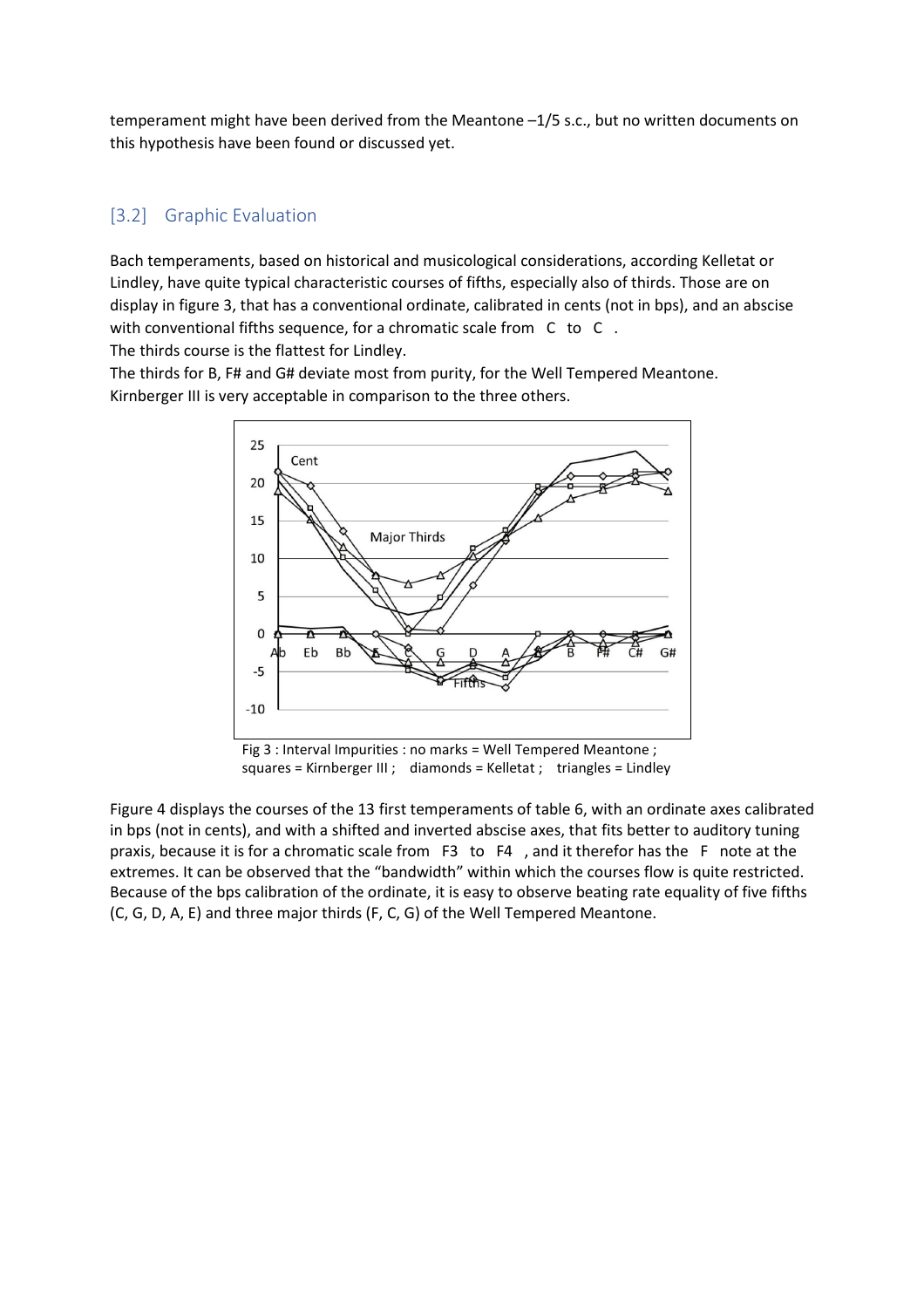temperament might have been derived from the Meantone –1/5 s.c., but no written documents on this hypothesis have been found or discussed yet.

## [3.2] Graphic Evaluation

Bach temperaments, based on historical and musicological considerations, according Kelletat or Lindley, have quite typical characteristic courses of fifths, especially also of thirds. Those are on display in figure 3, that has a conventional ordinate, calibrated in cents (not in bps), and an abscise with conventional fifths sequence, for a chromatic scale from C to C .

The thirds course is the flattest for Lindley.

The thirds for B, F# and G# deviate most from purity, for the Well Tempered Meantone.

Kirnberger III is very acceptable in comparison to the three others.

Fig 3 : Interval Impurities : no marks = Well Tempered Meantone ; squares = Kirnberger III ; diamonds = Kelletat ; triangles = Lindley

Figure 4 displays the courses of the 13 first temperaments of table 6, with an ordinate axes calibrated in bps (not in cents), and with a shifted and inverted abscise axes, that fits better to auditory tuning praxis, because it is for a chromatic scale from F3 to F4 , and it therefor has the F note at the extremes. It can be observed that the "bandwidth" within which the courses flow is quite restricted. Because of the bps calibration of the ordinate, it is easy to observe beating rate equality of five fifths (C, G, D, A, E) and three major thirds (F, C, G) of the Well Tempered Meantone.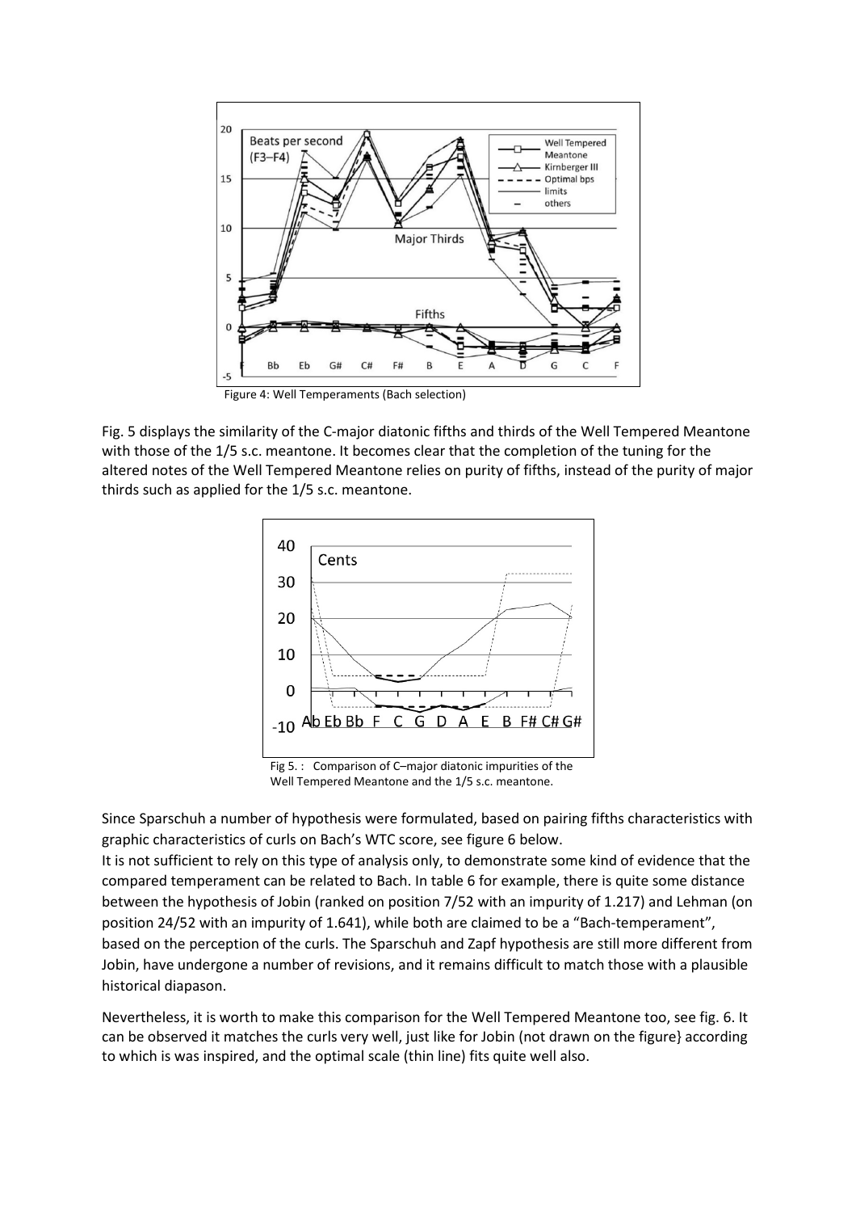Figure 4: Well Temperaments (Bach selection)

Fig. 5 displays the similarity of the C-major diatonic fifths and thirds of the Well Tempered Meantone with those of the 1/5 s.c. meantone. It becomes clear that the completion of the tuning for the altered notes of the Well Tempered Meantone relies on purity of fifths, instead of the purity of major thirds such as applied for the 1/5 s.c. meantone.

Fig 5. : Comparison of C–major diatonic impurities of the Well Tempered Meantone and the 1/5 s.c. meantone.

Since Sparschuh a number of hypothesis were formulated, based on pairing fifths characteristics with graphic characteristics of curls on Bach's WTC score, see figure 6 below.
It is not sufficient to rely on this type of analysis only, to demonstrate some kind of evidence that the compared temperament can be related to Bach. In table 6 for example, there is quite some distance between the hypothesis of Jobin (ranked on position 7/52 with an impurity of 1.217) and Lehman (on position 24/52 with an impurity of 1.641), while both are claimed to be a "Bach-temperament", based on the perception of the curls. The Sparschuh and Zapf hypothesis are still more different from Jobin, have undergone a number of revisions, and it remains difficult to match those with a plausible historical diapason.

Nevertheless, it is worth to make this comparison for the Well Tempered Meantone too, see fig. 6. It can be observed it matches the curls very well, just like for Jobin (not drawn on the figure} according to which is was inspired, and the optimal scale (thin line) fits quite well also.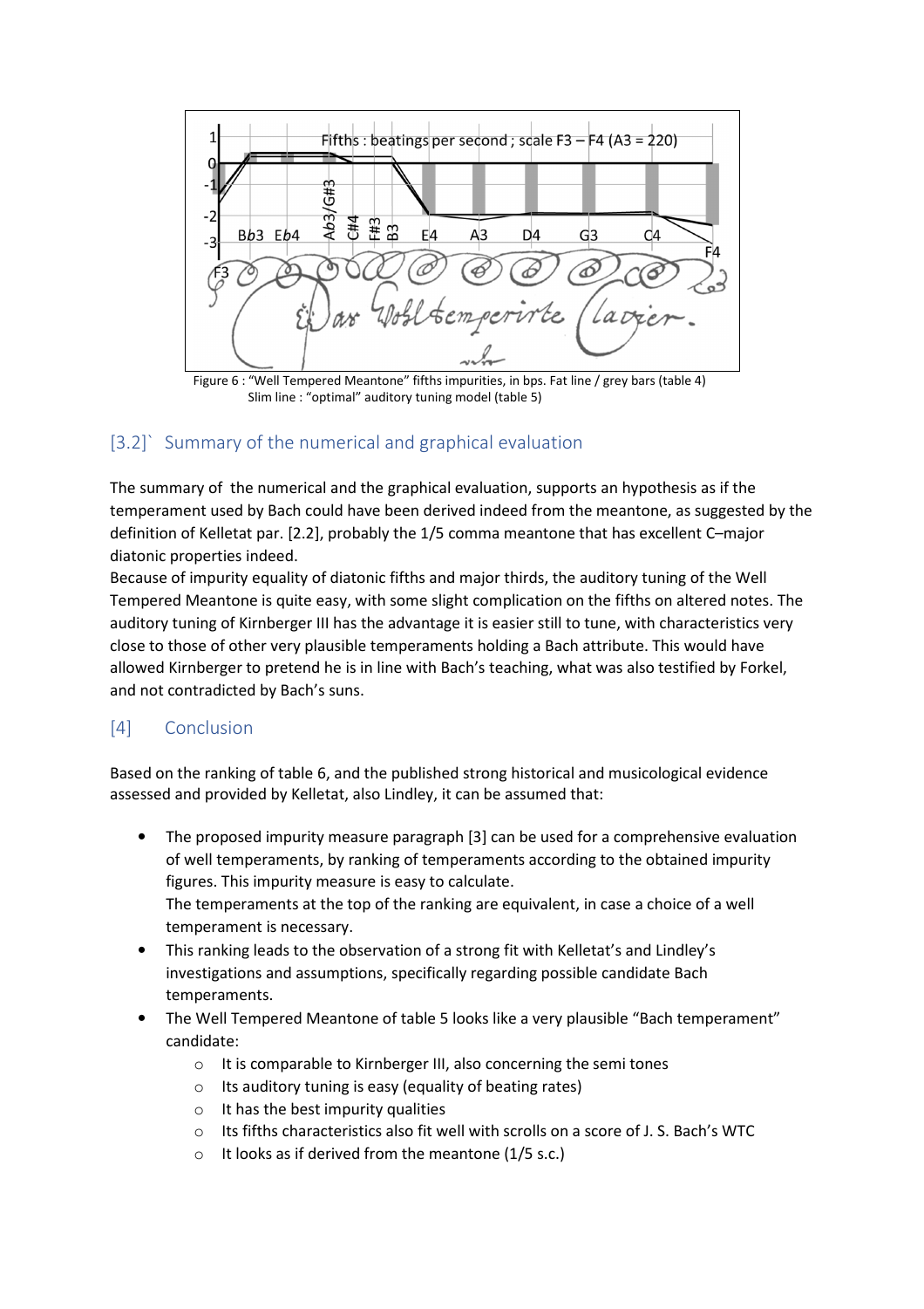Figure 6 : "Well Tempered Meantone" fifths impurities, in bps. Fat line / grey bars (table 4)
Slim line : "optimal" auditory tuning model (table 5)

## [3.2]` Summary of the numerical and graphical evaluation

The summary of the numerical and the graphical evaluation, supports an hypothesis as if the temperament used by Bach could have been derived indeed from the meantone, as suggested by the definition of Kelletat par. [2.2], probably the 1/5 comma meantone that has excellent C–major diatonic properties indeed.
Because of impurity equality of diatonic fifths and major thirds, the auditory tuning of the Well Tempered Meantone is quite easy, with some slight complication on the fifths on altered notes. The auditory tuning of Kirnberger III has the advantage it is easier still to tune, with characteristics very close to those of other very plausible temperaments holding a Bach attribute. This would have allowed Kirnberger to pretend he is in line with Bach's teaching, what was also testified by Forkel, and not contradicted by Bach's suns.

## [4] Conclusion

Based on the ranking of table 6, and the published strong historical and musicological evidence assessed and provided by Kelletat, also Lindley, it can be assumed that:

- The proposed impurity measure paragraph [3] can be used for a comprehensive evaluation of well temperaments, by ranking of temperaments according to the obtained impurity figures. This impurity measure is easy to calculate.
  The temperaments at the top of the ranking are equivalent, in case a choice of a well temperament is necessary.
- This ranking leads to the observation of a strong fit with Kelletat's and Lindley's investigations and assumptions, specifically regarding possible candidate Bach temperaments.
- The Well Tempered Meantone of table 5 looks like a very plausible "Bach temperament" candidate:
  - It is comparable to Kirnberger III, also concerning the semi tones
  - Its auditory tuning is easy (equality of beating rates)
  - It has the best impurity qualities
  - Its fifths characteristics also fit well with scrolls on a score of J. S. Bach's WTC
  - It looks as if derived from the meantone (1/5 s.c.)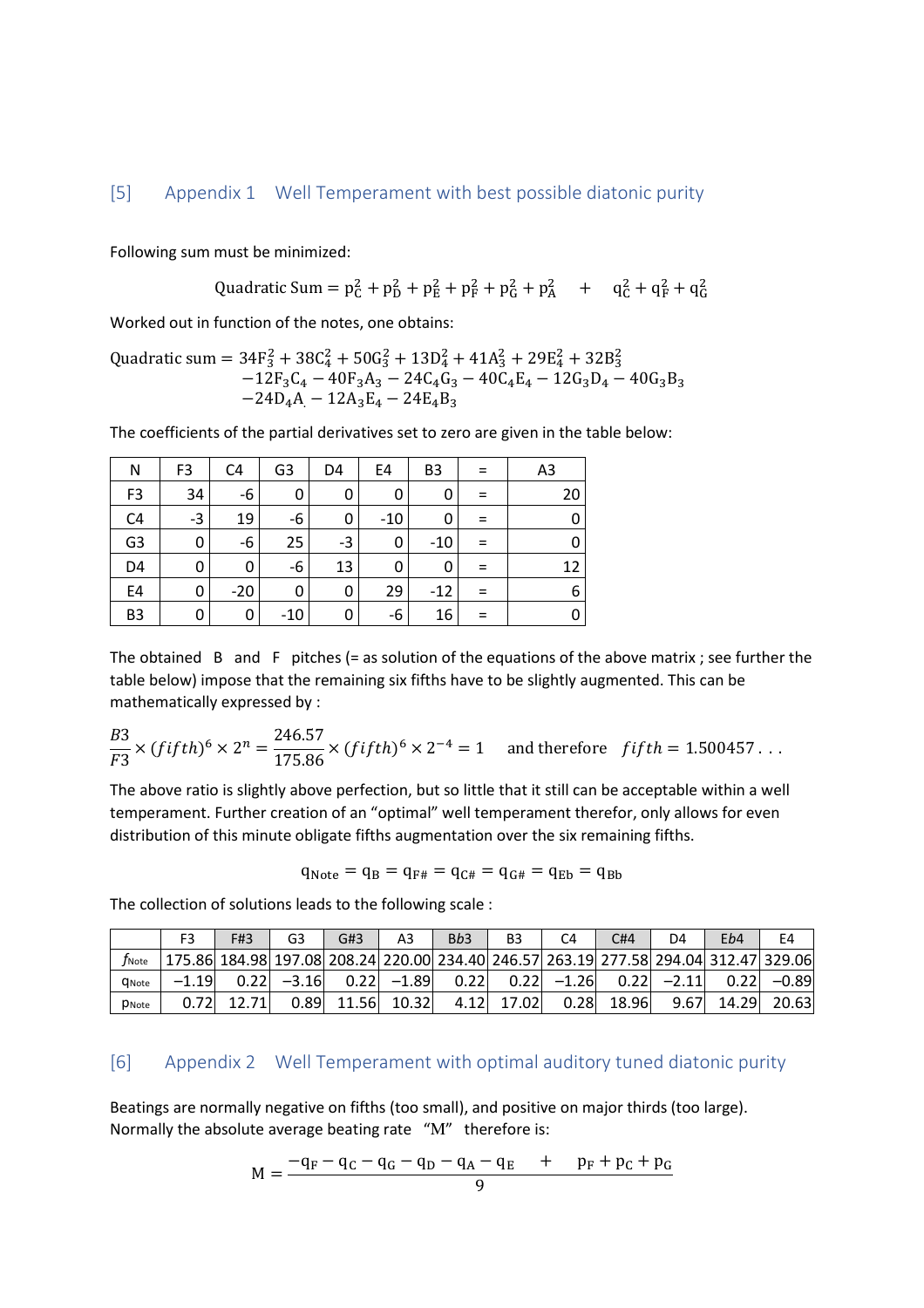## [5] Appendix 1 Well Temperament with best possible diatonic purity

Following sum must be minimized:

$$\text{Quadratic Sum} = p_C^2 + p_D^2 + p_E^2 + p_F^2 + p_G^2 + p_A^2 \quad + \quad q_C^2 + q_F^2 + q_G^2$$

Worked out in function of the notes, one obtains:

$$\begin{aligned}\text{Quadratic sum} = {} & 34F_3^2 + 38C_4^2 + 50G_3^2 + 13D_4^2 + 41A_3^2 + 29E_4^2 + 32B_3^2 \\ & -12F_3C_4 - 40F_3A_3 - 24C_4G_3 - 40C_4E_4 - 12G_3D_4 - 40G_3B_3 \\ & -24D_4A_. - 12A_3E_4 - 24E_4B_3\end{aligned}$$

The coefficients of the partial derivatives set to zero are given in the table below:

| N | F3 | C4 | G3 | D4 | E4 | B3 | = | A3 |
|---|---|---|---|---|---|---|---|---|
| F3 | 34 | -6 | 0 | 0 | 0 | 0 | = | 20 |
| C4 | -3 | 19 | -6 | 0 | -10 | 0 | = | 0 |
| G3 | 0 | -6 | 25 | -3 | 0 | -10 | = | 0 |
| D4 | 0 | 0 | -6 | 13 | 0 | 0 | = | 12 |
| E4 | 0 | -20 | 0 | 0 | 29 | -12 | = | 6 |
| B3 | 0 | 0 | -10 | 0 | -6 | 16 | = | 0 |

The obtained B and F pitches (= as solution of the equations of the above matrix ; see further the table below) impose that the remaining six fifths have to be slightly augmented. This can be mathematically expressed by :

$$\frac{B3}{F3} \times (fifth)^6 \times 2^n = \frac{246.57}{175.86} \times (fifth)^6 \times 2^{-4} = 1 \quad \text{and therefore} \quad fifth = 1.500457\ldots$$

The above ratio is slightly above perfection, but so little that it still can be acceptable within a well temperament. Further creation of an "optimal" well temperament therefor, only allows for even distribution of this minute obligate fifths augmentation over the six remaining fifths.

$$q_{Note} = q_B = q_{F\#} = q_{C\#} = q_{G\#} = q_{Eb} = q_{Bb}$$

The collection of solutions leads to the following scale :

| | F3 | F#3 | G3 | G#3 | A3 | B*b*3 | B3 | C4 | C#4 | D4 | E*b*4 | E4 |
|---|---|---|---|---|---|---|---|---|---|---|---|---|
| $f_{Note}$ | 175.86 | 184.98 | 197.08 | 208.24 | 220.00 | 234.40 | 246.57 | 263.19 | 277.58 | 294.04 | 312.47 | 329.06 |
| $q_{Note}$ | −1.19 | 0.22 | −3.16 | 0.22 | −1.89 | 0.22 | 0.22 | −1.26 | 0.22 | −2.11 | 0.22 | −0.89 |
| $p_{Note}$ | 0.72 | 12.71 | 0.89 | 11.56 | 10.32 | 4.12 | 17.02 | 0.28 | 18.96 | 9.67 | 14.29 | 20.63 |

## [6] Appendix 2 Well Temperament with optimal auditory tuned diatonic purity

Beatings are normally negative on fifths (too small), and positive on major thirds (too large). Normally the absolute average beating rate "M" therefore is:

$$M = \frac{-q_F - q_C - q_G - q_D - q_A - q_E \quad + \quad p_F + p_C + p_G}{9}$$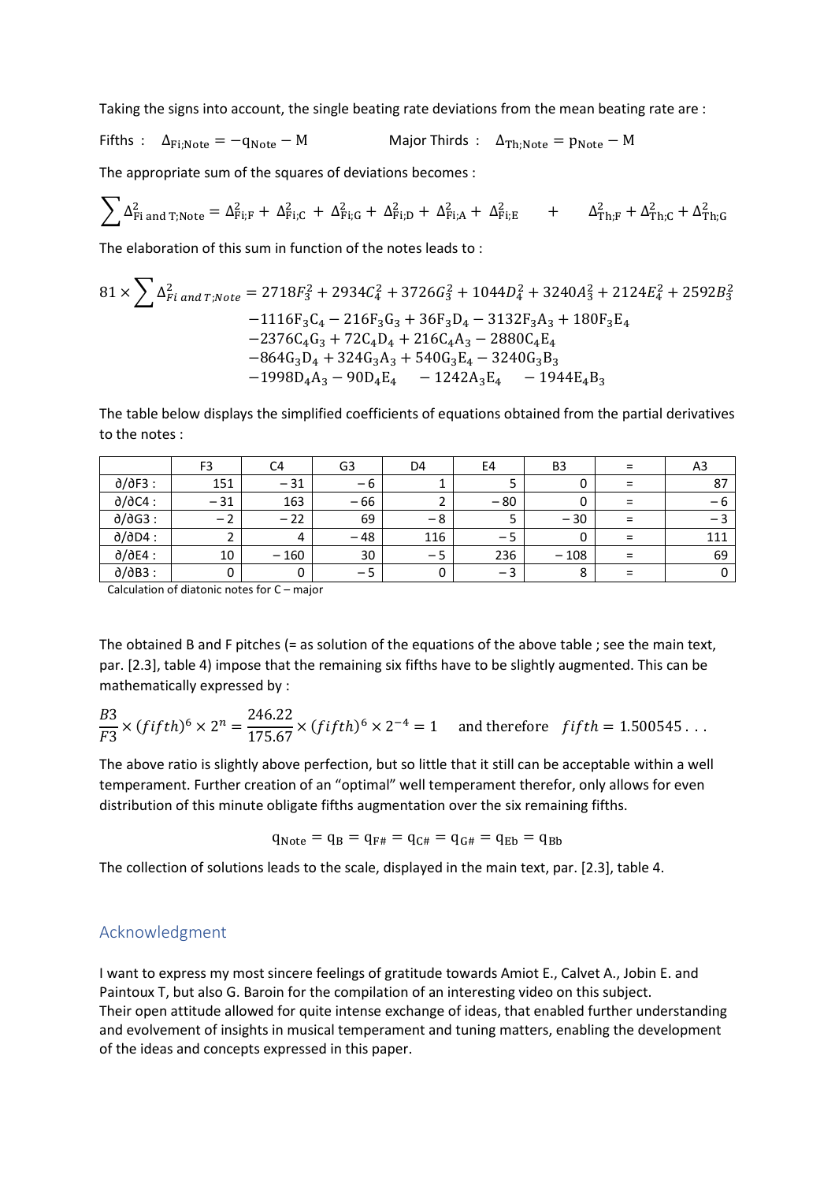Taking the signs into account, the single beating rate deviations from the mean beating rate are :

Fifths : $\Delta_{\mathrm{Fi;Note}} = -\mathrm{q}_{\mathrm{Note}} - \mathrm{M}$  Major Thirds : $\Delta_{\mathrm{Th;Note}} = \mathrm{p}_{\mathrm{Note}} - \mathrm{M}$

The appropriate sum of the squares of deviations becomes :

$$\sum \Delta^2_{\mathrm{Fi\ and\ T;Note}} = \Delta^2_{\mathrm{Fi;F}} + \Delta^2_{\mathrm{Fi;C}} + \Delta^2_{\mathrm{Fi;G}} + \Delta^2_{\mathrm{Fi;D}} + \Delta^2_{\mathrm{Fi;A}} + \Delta^2_{\mathrm{Fi;E}} \quad + \quad \Delta^2_{\mathrm{Th;F}} + \Delta^2_{\mathrm{Th;C}} + \Delta^2_{\mathrm{Th;G}}$$

The elaboration of this sum in function of the notes leads to :

$$\begin{aligned} 81 \times \sum \Delta^2_{Fi\ and\ T;Note} = {} & 2718F_3^2 + 2934C_4^2 + 3726G_3^2 + 1044D_4^2 + 3240A_3^2 + 2124E_4^2 + 2592B_3^2 \\ & -1116\mathrm{F_3C_4} - 216\mathrm{F_3G_3} + 36\mathrm{F_3D_4} - 3132\mathrm{F_3A_3} + 180\mathrm{F_3E_4} \\ & -2376\mathrm{C_4G_3} + 72\mathrm{C_4D_4} + 216\mathrm{C_4A_3} - 2880\mathrm{C_4E_4} \\ & -864\mathrm{G_3D_4} + 324\mathrm{G_3A_3} + 540\mathrm{G_3E_4} - 3240\mathrm{G_3B_3} \\ & -1998\mathrm{D_4A_3} - 90\mathrm{D_4E_4} \quad - 1242\mathrm{A_3E_4} \quad - 1944\mathrm{E_4B_3} \end{aligned}$$

The table below displays the simplified coefficients of equations obtained from the partial derivatives to the notes :

| | F3 | C4 | G3 | D4 | E4 | B3 | = | A3 |
|---|---|---|---|---|---|---|---|---|
| ∂/∂F3 : | 151 | − 31 | − 6 | 1 | 5 | 0 | = | 87 |
| ∂/∂C4 : | − 31 | 163 | − 66 | 2 | − 80 | 0 | = | − 6 |
| ∂/∂G3 : | − 2 | − 22 | 69 | − 8 | 5 | − 30 | = | − 3 |
| ∂/∂D4 : | 2 | 4 | − 48 | 116 | − 5 | 0 | = | 111 |
| ∂/∂E4 : | 10 | − 160 | 30 | − 5 | 236 | − 108 | = | 69 |
| ∂/∂B3 : | 0 | 0 | − 5 | 0 | − 3 | 8 | = | 0 |

Calculation of diatonic notes for C – major

The obtained B and F pitches (= as solution of the equations of the above table ; see the main text, par. [2.3], table 4) impose that the remaining six fifths have to be slightly augmented. This can be mathematically expressed by :

$$\frac{B3}{F3} \times (fifth)^6 \times 2^n = \frac{246.22}{175.67} \times (fifth)^6 \times 2^{-4} = 1 \quad \text{and therefore} \quad fifth = 1.500545\ldots$$

The above ratio is slightly above perfection, but so little that it still can be acceptable within a well temperament. Further creation of an "optimal" well temperament therefor, only allows for even distribution of this minute obligate fifths augmentation over the six remaining fifths.

$$\mathrm{q}_{\mathrm{Note}} = \mathrm{q}_{\mathrm{B}} = \mathrm{q}_{\mathrm{F\#}} = \mathrm{q}_{\mathrm{C\#}} = \mathrm{q}_{\mathrm{G\#}} = \mathrm{q}_{\mathrm{Eb}} = \mathrm{q}_{\mathrm{Bb}}$$

The collection of solutions leads to the scale, displayed in the main text, par. [2.3], table 4.

## Acknowledgment

I want to express my most sincere feelings of gratitude towards Amiot E., Calvet A., Jobin E. and Paintoux T, but also G. Baroin for the compilation of an interesting video on this subject.
Their open attitude allowed for quite intense exchange of ideas, that enabled further understanding and evolvement of insights in musical temperament and tuning matters, enabling the development of the ideas and concepts expressed in this paper.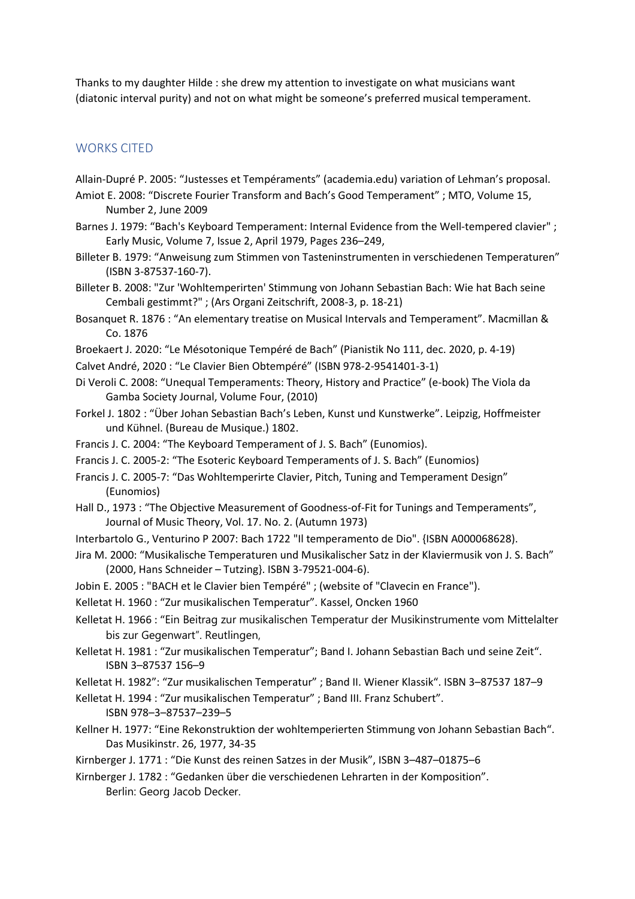Thanks to my daughter Hilde : she drew my attention to investigate on what musicians want (diatonic interval purity) and not on what might be someone's preferred musical temperament.

## WORKS CITED

Allain-Dupré P. 2005: "Justesses et Tempéraments" (academia.edu) variation of Lehman's proposal.

Amiot E. 2008: "Discrete Fourier Transform and Bach's Good Temperament" ; MTO, Volume 15, Number 2, June 2009

Barnes J. 1979: "Bach's Keyboard Temperament: Internal Evidence from the Well-tempered clavier" ; Early Music, Volume 7, Issue 2, April 1979, Pages 236–249,

Billeter B. 1979: "Anweisung zum Stimmen von Tasteninstrumenten in verschiedenen Temperaturen" (ISBN 3-87537-160-7).

Billeter B. 2008: "Zur 'Wohltemperirten' Stimmung von Johann Sebastian Bach: Wie hat Bach seine Cembali gestimmt?" ; (Ars Organi Zeitschrift, 2008-3, p. 18-21)

Bosanquet R. 1876 : "An elementary treatise on Musical Intervals and Temperament". Macmillan & Co. 1876

Broekaert J. 2020: "Le Mésotonique Tempéré de Bach" (Pianistik No 111, dec. 2020, p. 4-19)

Calvet André, 2020 : "Le Clavier Bien Obtempéré" (ISBN 978-2-9541401-3-1)

Di Veroli C. 2008: "Unequal Temperaments: Theory, History and Practice" (e-book) The Viola da Gamba Society Journal, Volume Four, (2010)

Forkel J. 1802 : "Über Johan Sebastian Bach's Leben, Kunst und Kunstwerke". Leipzig, Hoffmeister und Kühnel. (Bureau de Musique.) 1802.

Francis J. C. 2004: "The Keyboard Temperament of J. S. Bach" (Eunomios).

Francis J. C. 2005-2: "The Esoteric Keyboard Temperaments of J. S. Bach" (Eunomios)

Francis J. C. 2005-7: "Das Wohltemperirte Clavier, Pitch, Tuning and Temperament Design" (Eunomios)

Hall D., 1973 : "The Objective Measurement of Goodness-of-Fit for Tunings and Temperaments", Journal of Music Theory, Vol. 17. No. 2. (Autumn 1973)

Interbartolo G., Venturino P 2007: Bach 1722 "Il temperamento de Dio". {ISBN A000068628).

Jira M. 2000: "Musikalische Temperaturen und Musikalischer Satz in der Klaviermusik von J. S. Bach" (2000, Hans Schneider – Tutzing}. ISBN 3-79521-004-6).

Jobin E. 2005 : "BACH et le Clavier bien Tempéré" ; (website of "Clavecin en France").

Kelletat H. 1960 : "Zur musikalischen Temperatur". Kassel, Oncken 1960

Kelletat H. 1966 : "Ein Beitrag zur musikalischen Temperatur der Musikinstrumente vom Mittelalter bis zur Gegenwart". Reutlingen,

Kelletat H. 1981 : "Zur musikalischen Temperatur"; Band I. Johann Sebastian Bach und seine Zeit". ISBN 3–87537 156–9

Kelletat H. 1982": "Zur musikalischen Temperatur" ; Band II. Wiener Klassik". ISBN 3–87537 187–9

Kelletat H. 1994 : "Zur musikalischen Temperatur" ; Band III. Franz Schubert". ISBN 978–3–87537–239–5

Kellner H. 1977: "Eine Rekonstruktion der wohltemperierten Stimmung von Johann Sebastian Bach". Das Musikinstr. 26, 1977, 34-35

Kirnberger J. 1771 : "Die Kunst des reinen Satzes in der Musik", ISBN 3–487–01875–6

Kirnberger J. 1782 : "Gedanken über die verschiedenen Lehrarten in der Komposition". Berlin: Georg Jacob Decker.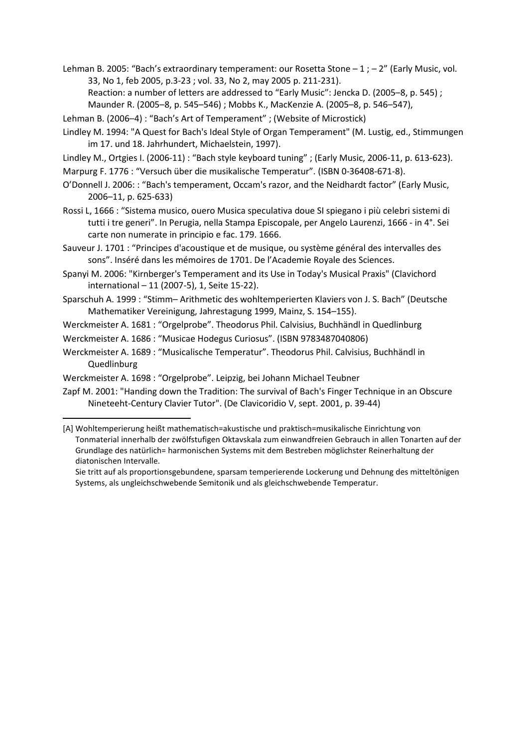Lehman B. 2005: “Bach’s extraordinary temperament: our Rosetta Stone – 1 ; – 2” (Early Music, vol. 33, No 1, feb 2005, p.3-23 ; vol. 33, No 2, may 2005 p. 211-231).
Reaction: a number of letters are addressed to “Early Music”: Jencka D. (2005–8, p. 545) ; Maunder R. (2005–8, p. 545–546) ; Mobbs K., MacKenzie A. (2005–8, p. 546–547),

Lehman B. (2006–4) : “Bach’s Art of Temperament” ; (Website of Microstick)

Lindley M. 1994: "A Quest for Bach's Ideal Style of Organ Temperament" (M. Lustig, ed., Stimmungen im 17. und 18. Jahrhundert, Michaelstein, 1997).

Lindley M., Ortgies I. (2006-11) : “Bach style keyboard tuning” ; (Early Music, 2006-11, p. 613-623).

Marpurg F. 1776 : “Versuch über die musikalische Temperatur”. (ISBN 0-36408-671-8).

O’Donnell J. 2006: : “Bach's temperament, Occam's razor, and the Neidhardt factor” (Early Music, 2006–11, p. 625-633)

Rossi L, 1666 : “Sistema musico, ouero Musica speculativa doue SI spiegano i più celebri sistemi di tutti i tre generi”. In Perugia, nella Stampa Episcopale, per Angelo Laurenzi, 1666 - in 4°. Sei carte non numerate in principio e fac. 179. 1666.

Sauveur J. 1701 : “Principes d'acoustique et de musique, ou système général des intervalles des sons”. Inséré dans les mémoires de 1701. De l’Academie Royale des Sciences.

Spanyi M. 2006: "Kirnberger's Temperament and its Use in Today's Musical Praxis" (Clavichord international – 11 (2007-5), 1, Seite 15-22).

Sparschuh A. 1999 : “Stimm– Arithmetic des wohltemperierten Klaviers von J. S. Bach” (Deutsche Mathematiker Vereinigung, Jahrestagung 1999, Mainz, S. 154–155).

Werckmeister A. 1681 : “Orgelprobe”. Theodorus Phil. Calvisius, Buchhändl in Quedlinburg

Werckmeister A. 1686 : “Musicae Hodegus Curiosus”. (ISBN 9783487040806)

Werckmeister A. 1689 : “Musicalische Temperatur”. Theodorus Phil. Calvisius, Buchhändl in Quedlinburg

Werckmeister A. 1698 : “Orgelprobe”. Leipzig, bei Johann Michael Teubner

Zapf M. 2001: "Handing down the Tradition: The survival of Bach's Finger Technique in an Obscure Nineteeht-Century Clavier Tutor". (De Clavicoridio V, sept. 2001, p. 39-44)

---

[A] Wohltemperierung heißt mathematisch=akustische und praktisch=musikalische Einrichtung von Tonmaterial innerhalb der zwölfstufigen Oktavskala zum einwandfreien Gebrauch in allen Tonarten auf der Grundlage des natürlich= harmonischen Systems mit dem Bestreben möglichster Reinerhaltung der diatonischen Intervalle.
Sie tritt auf als proportionsgebundene, sparsam temperierende Lockerung und Dehnung des mitteltönigen Systems, als ungleichschwebende Semitonik und als gleichschwebende Temperatur.